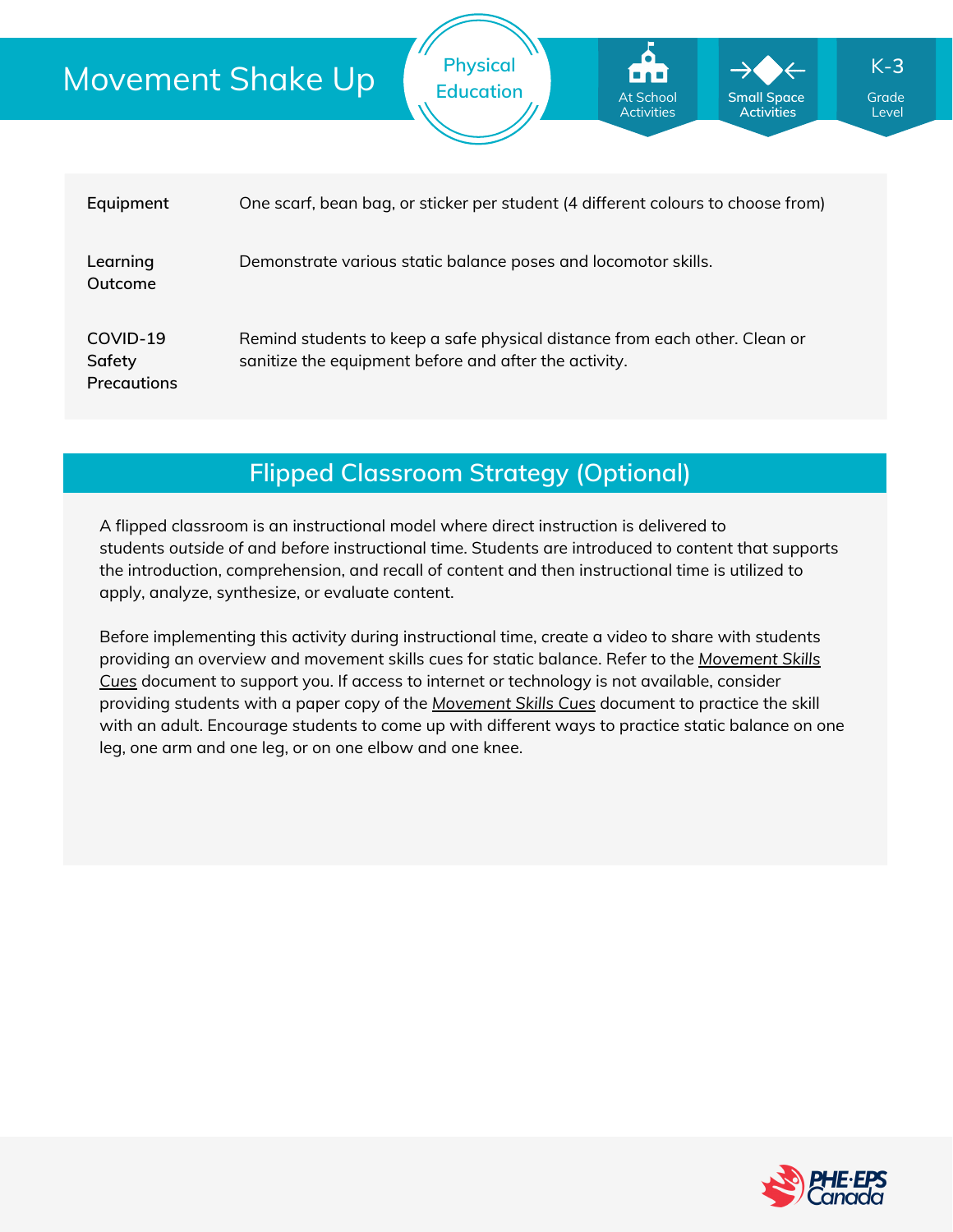# Movement Shake Up

Physical Education

At School Activities | Small Space Activities | K-3 Grade Level

| | |
|---|---|
| **Equipment** | One scarf, bean bag, or sticker per student (4 different colours to choose from) |
| **Learning Outcome** | Demonstrate various static balance poses and locomotor skills. |
| **COVID-19 Safety Precautions** | Remind students to keep a safe physical distance from each other. Clean or sanitize the equipment before and after the activity. |

## Flipped Classroom Strategy (Optional)

A flipped classroom is an instructional model where direct instruction is delivered to students *outside* of and *before* instructional time. Students are introduced to content that supports the introduction, comprehension, and recall of content and then instructional time is utilized to apply, analyze, synthesize, or evaluate content.

Before implementing this activity during instructional time, create a video to share with students providing an overview and movement skills cues for static balance. Refer to the *Movement Skills Cues* document to support you. If access to internet or technology is not available, consider providing students with a paper copy of the *Movement Skills Cues* document to practice the skill with an adult. Encourage students to come up with different ways to practice static balance on one leg, one arm and one leg, or on one elbow and one knee.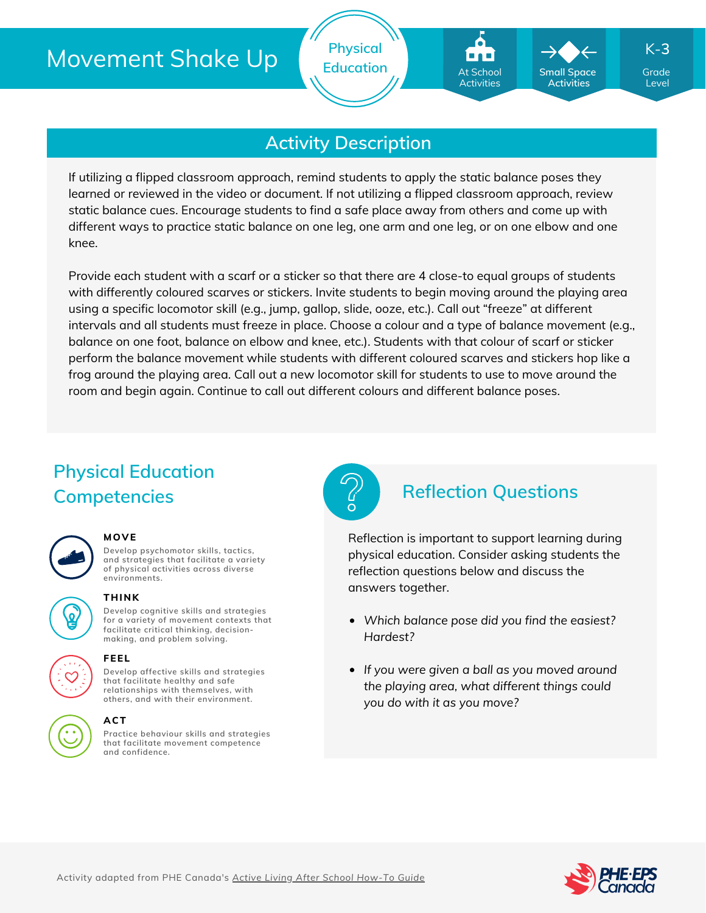# Movement Shake Up

Physical Education

At School Activities | Small Space Activities | K-3 Grade Level

## Activity Description

If utilizing a flipped classroom approach, remind students to apply the static balance poses they learned or reviewed in the video or document. If not utilizing a flipped classroom approach, review static balance cues. Encourage students to find a safe place away from others and come up with different ways to practice static balance on one leg, one arm and one leg, or on one elbow and one knee.

Provide each student with a scarf or a sticker so that there are 4 close-to equal groups of students with differently coloured scarves or stickers. Invite students to begin moving around the playing area using a specific locomotor skill (e.g., jump, gallop, slide, ooze, etc.). Call out "freeze" at different intervals and all students must freeze in place. Choose a colour and a type of balance movement (e.g., balance on one foot, balance on elbow and knee, etc.). Students with that colour of scarf or sticker perform the balance movement while students with different coloured scarves and stickers hop like a frog around the playing area. Call out a new locomotor skill for students to use to move around the room and begin again. Continue to call out different colours and different balance poses.

## Physical Education Competencies

**MOVE**
Develop psychomotor skills, tactics, and strategies that facilitate a variety of physical activities across diverse environments.

**THINK**
Develop cognitive skills and strategies for a variety of movement contexts that facilitate critical thinking, decision-making, and problem solving.

**FEEL**
Develop affective skills and strategies that facilitate healthy and safe relationships with themselves, with others, and with their environment.

**ACT**
Practice behaviour skills and strategies that facilitate movement competence and confidence.

## Reflection Questions

Reflection is important to support learning during physical education. Consider asking students the reflection questions below and discuss the answers together.

- *Which balance pose did you find the easiest? Hardest?*
- *If you were given a ball as you moved around the playing area, what different things could you do with it as you move?*

Activity adapted from PHE Canada's Active Living After School How-To Guide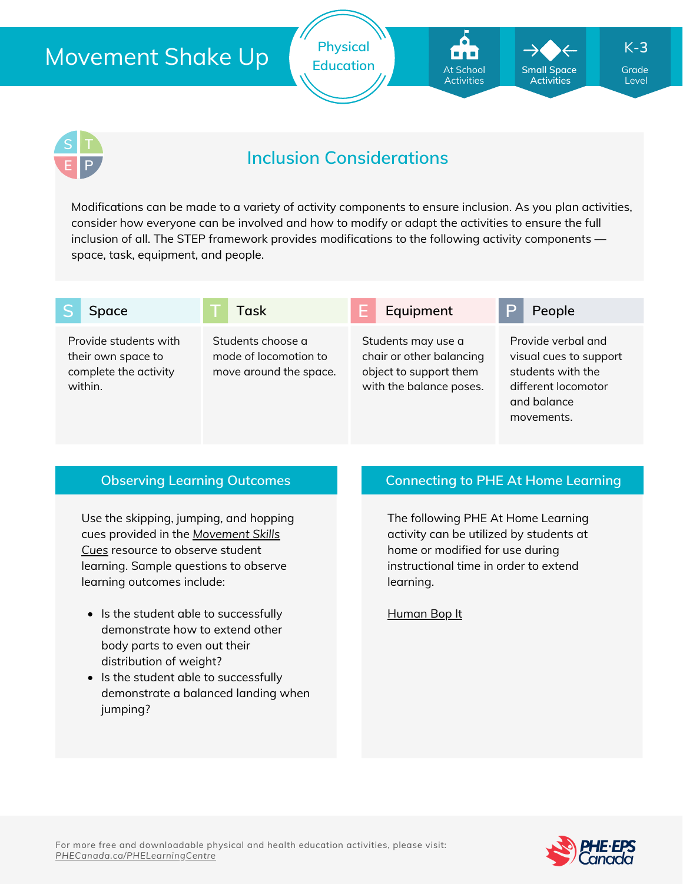# Movement Shake Up

Physical Education

At School Activities | Small Space Activities | K-3 Grade Level

## Inclusion Considerations

Modifications can be made to a variety of activity components to ensure inclusion. As you plan activities, consider how everyone can be involved and how to modify or adapt the activities to ensure the full inclusion of all. The STEP framework provides modifications to the following activity components — space, task, equipment, and people.

| S Space | T Task | E Equipment | P People |
|---|---|---|---|
| Provide students with their own space to complete the activity within. | Students choose a mode of locomotion to move around the space. | Students may use a chair or other balancing object to support them with the balance poses. | Provide verbal and visual cues to support students with the different locomotor and balance movements. |

## Observing Learning Outcomes

Use the skipping, jumping, and hopping cues provided in the Movement Skills Cues resource to observe student learning. Sample questions to observe learning outcomes include:

- Is the student able to successfully demonstrate how to extend other body parts to even out their distribution of weight?
- Is the student able to successfully demonstrate a balanced landing when jumping?

## Connecting to PHE At Home Learning

The following PHE At Home Learning activity can be utilized by students at home or modified for use during instructional time in order to extend learning.

Human Bop It

For more free and downloadable physical and health education activities, please visit: PHECanada.ca/PHELearningCentre